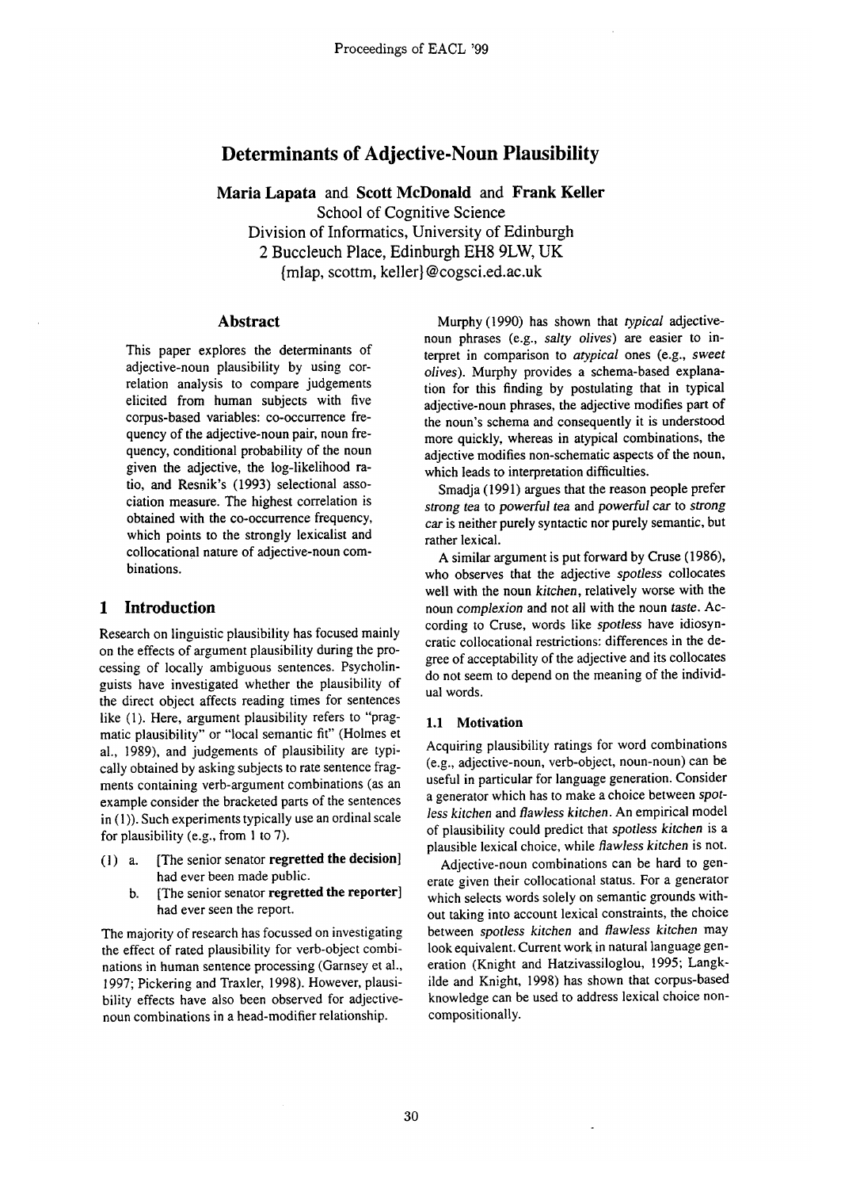# Determinants of Adjective-Noun Plausibility

**Maria Lapata** and **Scott McDonald** and **Frank Keller**
School of Cognitive Science
Division of Informatics, University of Edinburgh
2 Buccleuch Place, Edinburgh EH8 9LW, UK
{mlap, scottm, keller}@cogsci.ed.ac.uk

## Abstract

This paper explores the determinants of adjective-noun plausibility by using correlation analysis to compare judgements elicited from human subjects with five corpus-based variables: co-occurrence frequency of the adjective-noun pair, noun frequency, conditional probability of the noun given the adjective, the log-likelihood ratio, and Resnik's (1993) selectional association measure. The highest correlation is obtained with the co-occurrence frequency, which points to the strongly lexicalist and collocational nature of adjective-noun combinations.

## 1 Introduction

Research on linguistic plausibility has focused mainly on the effects of argument plausibility during the processing of locally ambiguous sentences. Psycholinguists have investigated whether the plausibility of the direct object affects reading times for sentences like (1). Here, argument plausibility refers to "pragmatic plausibility" or "local semantic fit" (Holmes et al., 1989), and judgements of plausibility are typically obtained by asking subjects to rate sentence fragments containing verb-argument combinations (as an example consider the bracketed parts of the sentences in (1)). Such experiments typically use an ordinal scale for plausibility (e.g., from 1 to 7).

(1) a. [The senior senator **regretted the decision**] had ever been made public.
b. [The senior senator **regretted the reporter**] had ever seen the report.

The majority of research has focussed on investigating the effect of rated plausibility for verb-object combinations in human sentence processing (Garnsey et al., 1997; Pickering and Traxler, 1998). However, plausibility effects have also been observed for adjective-noun combinations in a head-modifier relationship.

Murphy (1990) has shown that *typical* adjective-noun phrases (e.g., *salty olives*) are easier to interpret in comparison to *atypical* ones (e.g., *sweet olives*). Murphy provides a schema-based explanation for this finding by postulating that in typical adjective-noun phrases, the adjective modifies part of the noun's schema and consequently it is understood more quickly, whereas in atypical combinations, the adjective modifies non-schematic aspects of the noun, which leads to interpretation difficulties.

Smadja (1991) argues that the reason people prefer *strong tea* to *powerful tea* and *powerful car* to *strong car* is neither purely syntactic nor purely semantic, but rather lexical.

A similar argument is put forward by Cruse (1986), who observes that the adjective *spotless* collocates well with the noun *kitchen*, relatively worse with the noun *complexion* and not all with the noun *taste*. According to Cruse, words like *spotless* have idiosyncratic collocational restrictions: differences in the degree of acceptability of the adjective and its collocates do not seem to depend on the meaning of the individual words.

### 1.1 Motivation

Acquiring plausibility ratings for word combinations (e.g., adjective-noun, verb-object, noun-noun) can be useful in particular for language generation. Consider a generator which has to make a choice between *spotless kitchen* and *flawless kitchen*. An empirical model of plausibility could predict that *spotless kitchen* is a plausible lexical choice, while *flawless kitchen* is not.

Adjective-noun combinations can be hard to generate given their collocational status. For a generator which selects words solely on semantic grounds without taking into account lexical constraints, the choice between *spotless kitchen* and *flawless kitchen* may look equivalent. Current work in natural language generation (Knight and Hatzivassiloglou, 1995; Langkilde and Knight, 1998) has shown that corpus-based knowledge can be used to address lexical choice non-compositionally.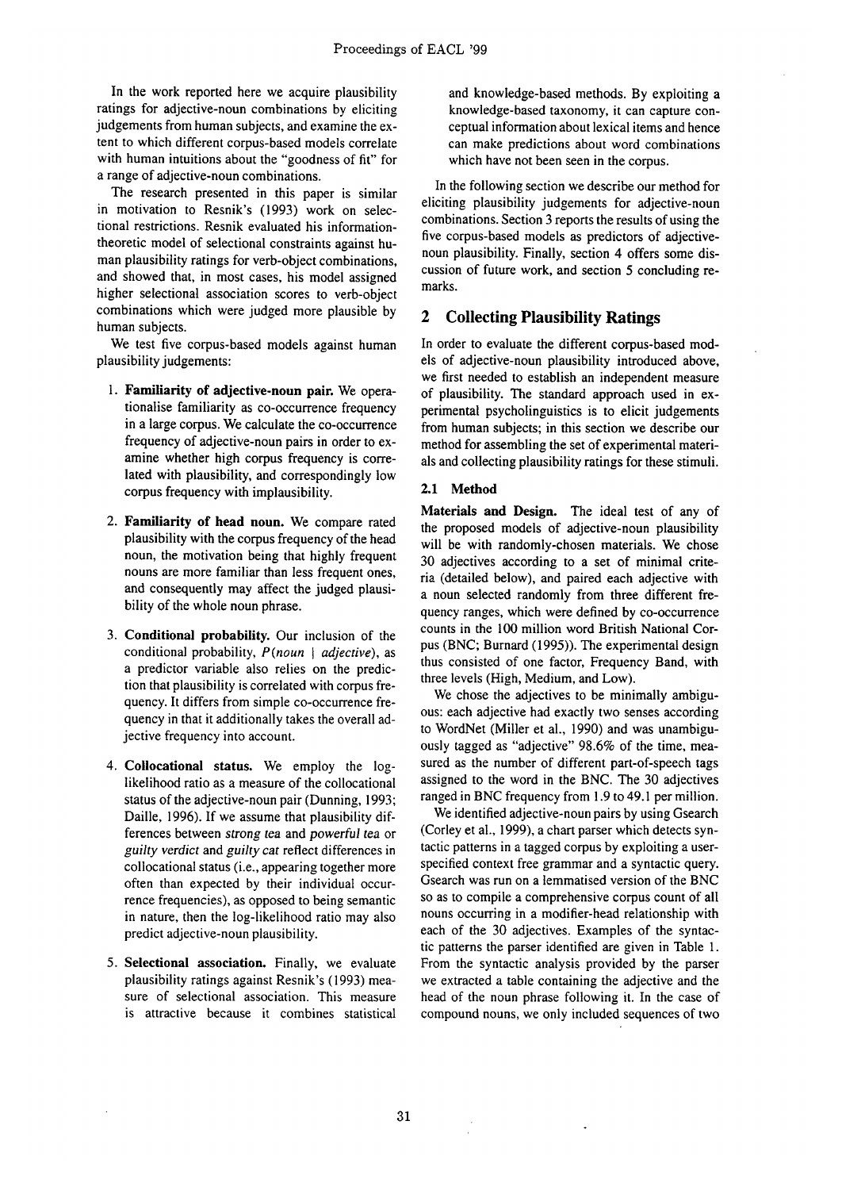In the work reported here we acquire plausibility ratings for adjective-noun combinations by eliciting judgements from human subjects, and examine the extent to which different corpus-based models correlate with human intuitions about the "goodness of fit" for a range of adjective-noun combinations.

The research presented in this paper is similar in motivation to Resnik's (1993) work on selectional restrictions. Resnik evaluated his information-theoretic model of selectional constraints against human plausibility ratings for verb-object combinations, and showed that, in most cases, his model assigned higher selectional association scores to verb-object combinations which were judged more plausible by human subjects.

We test five corpus-based models against human plausibility judgements:

1. **Familiarity of adjective-noun pair.** We operationalise familiarity as co-occurrence frequency in a large corpus. We calculate the co-occurrence frequency of adjective-noun pairs in order to examine whether high corpus frequency is correlated with plausibility, and correspondingly low corpus frequency with implausibility.

2. **Familiarity of head noun.** We compare rated plausibility with the corpus frequency of the head noun, the motivation being that highly frequent nouns are more familiar than less frequent ones, and consequently may affect the judged plausibility of the whole noun phrase.

3. **Conditional probability.** Our inclusion of the conditional probability, $P(noun \mid adjective)$, as a predictor variable also relies on the prediction that plausibility is correlated with corpus frequency. It differs from simple co-occurrence frequency in that it additionally takes the overall adjective frequency into account.

4. **Collocational status.** We employ the log-likelihood ratio as a measure of the collocational status of the adjective-noun pair (Dunning, 1993; Daille, 1996). If we assume that plausibility differences between *strong tea* and *powerful tea* or *guilty verdict* and *guilty cat* reflect differences in collocational status (i.e., appearing together more often than expected by their individual occurrence frequencies), as opposed to being semantic in nature, then the log-likelihood ratio may also predict adjective-noun plausibility.

5. **Selectional association.** Finally, we evaluate plausibility ratings against Resnik's (1993) measure of selectional association. This measure is attractive because it combines statistical and knowledge-based methods. By exploiting a knowledge-based taxonomy, it can capture conceptual information about lexical items and hence can make predictions about word combinations which have not been seen in the corpus.

In the following section we describe our method for eliciting plausibility judgements for adjective-noun combinations. Section 3 reports the results of using the five corpus-based models as predictors of adjective-noun plausibility. Finally, section 4 offers some discussion of future work, and section 5 concluding remarks.

## 2 Collecting Plausibility Ratings

In order to evaluate the different corpus-based models of adjective-noun plausibility introduced above, we first needed to establish an independent measure of plausibility. The standard approach used in experimental psycholinguistics is to elicit judgements from human subjects; in this section we describe our method for assembling the set of experimental materials and collecting plausibility ratings for these stimuli.

### 2.1 Method

**Materials and Design.** The ideal test of any of the proposed models of adjective-noun plausibility will be with randomly-chosen materials. We chose 30 adjectives according to a set of minimal criteria (detailed below), and paired each adjective with a noun selected randomly from three different frequency ranges, which were defined by co-occurrence counts in the 100 million word British National Corpus (BNC; Burnard (1995)). The experimental design thus consisted of one factor, Frequency Band, with three levels (High, Medium, and Low).

We chose the adjectives to be minimally ambiguous: each adjective had exactly two senses according to WordNet (Miller et al., 1990) and was unambiguously tagged as "adjective" 98.6% of the time, measured as the number of different part-of-speech tags assigned to the word in the BNC. The 30 adjectives ranged in BNC frequency from 1.9 to 49.1 per million.

We identified adjective-noun pairs by using Gsearch (Corley et al., 1999), a chart parser which detects syntactic patterns in a tagged corpus by exploiting a user-specified context free grammar and a syntactic query. Gsearch was run on a lemmatised version of the BNC so as to compile a comprehensive corpus count of all nouns occurring in a modifier-head relationship with each of the 30 adjectives. Examples of the syntactic patterns the parser identified are given in Table 1. From the syntactic analysis provided by the parser we extracted a table containing the adjective and the head of the noun phrase following it. In the case of compound nouns, we only included sequences of two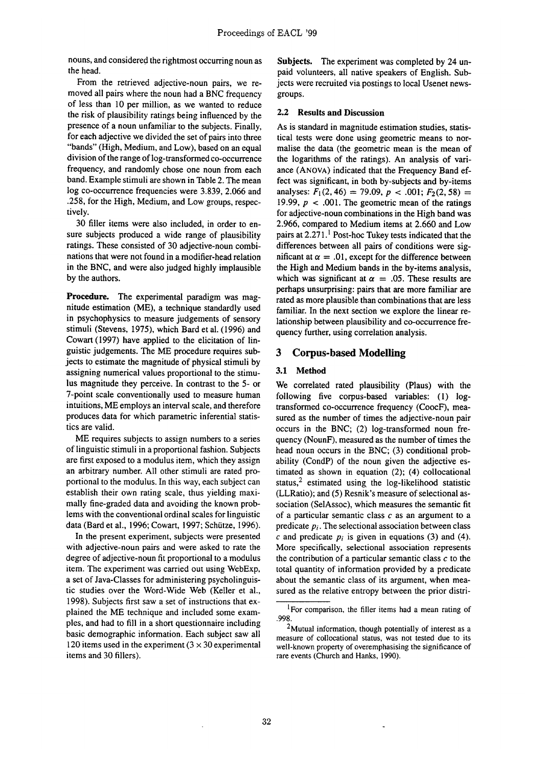nouns, and considered the rightmost occurring noun as the head.

From the retrieved adjective-noun pairs, we removed all pairs where the noun had a BNC frequency of less than 10 per million, as we wanted to reduce the risk of plausibility ratings being influenced by the presence of a noun unfamiliar to the subjects. Finally, for each adjective we divided the set of pairs into three "bands" (High, Medium, and Low), based on an equal division of the range of log-transformed co-occurrence frequency, and randomly chose one noun from each band. Example stimuli are shown in Table 2. The mean log co-occurrence frequencies were 3.839, 2.066 and .258, for the High, Medium, and Low groups, respectively.

30 filler items were also included, in order to ensure subjects produced a wide range of plausibility ratings. These consisted of 30 adjective-noun combinations that were not found in a modifier-head relation in the BNC, and were also judged highly implausible by the authors.

**Procedure.** The experimental paradigm was magnitude estimation (ME), a technique standardly used in psychophysics to measure judgements of sensory stimuli (Stevens, 1975), which Bard et al. (1996) and Cowart (1997) have applied to the elicitation of linguistic judgements. The ME procedure requires subjects to estimate the magnitude of physical stimuli by assigning numerical values proportional to the stimulus magnitude they perceive. In contrast to the 5- or 7-point scale conventionally used to measure human intuitions, ME employs an interval scale, and therefore produces data for which parametric inferential statistics are valid.

ME requires subjects to assign numbers to a series of linguistic stimuli in a proportional fashion. Subjects are first exposed to a modulus item, which they assign an arbitrary number. All other stimuli are rated proportional to the modulus. In this way, each subject can establish their own rating scale, thus yielding maximally fine-graded data and avoiding the known problems with the conventional ordinal scales for linguistic data (Bard et al., 1996; Cowart, 1997; Schütze, 1996).

In the present experiment, subjects were presented with adjective-noun pairs and were asked to rate the degree of adjective-noun fit proportional to a modulus item. The experiment was carried out using WebExp, a set of Java-Classes for administering psycholinguistic studies over the Word-Wide Web (Keller et al., 1998). Subjects first saw a set of instructions that explained the ME technique and included some examples, and had to fill in a short questionnaire including basic demographic information. Each subject saw all 120 items used in the experiment ($3 \times 30$ experimental items and 30 fillers).

**Subjects.** The experiment was completed by 24 unpaid volunteers, all native speakers of English. Subjects were recruited via postings to local Usenet newsgroups.

### 2.2 Results and Discussion

As is standard in magnitude estimation studies, statistical tests were done using geometric means to normalise the data (the geometric mean is the mean of the logarithms of the ratings). An analysis of variance (ANOVA) indicated that the Frequency Band effect was significant, in both by-subjects and by-items analyses: $F_1(2, 46) = 79.09$, $p < .001$; $F_2(2, 58) = 19.99$, $p < .001$. The geometric mean of the ratings for adjective-noun combinations in the High band was 2.966, compared to Medium items at 2.660 and Low pairs at 2.271.[1] Post-hoc Tukey tests indicated that the differences between all pairs of conditions were significant at $\alpha = .01$, except for the difference between the High and Medium bands in the by-items analysis, which was significant at $\alpha = .05$. These results are perhaps unsurprising: pairs that are more familiar are rated as more plausible than combinations that are less familiar. In the next section we explore the linear relationship between plausibility and co-occurrence frequency further, using correlation analysis.

## 3 Corpus-based Modelling

### 3.1 Method

We correlated rated plausibility (Plaus) with the following five corpus-based variables: (1) log-transformed co-occurrence frequency (CoocF), measured as the number of times the adjective-noun pair occurs in the BNC; (2) log-transformed noun frequency (NounF), measured as the number of times the head noun occurs in the BNC; (3) conditional probability (CondP) of the noun given the adjective estimated as shown in equation (2); (4) collocational status,[2] estimated using the log-likelihood statistic (LLRatio); and (5) Resnik's measure of selectional association (SelAssoc), which measures the semantic fit of a particular semantic class $c$ as an argument to a predicate $p_i$. The selectional association between class $c$ and predicate $p_i$ is given in equations (3) and (4). More specifically, selectional association represents the contribution of a particular semantic class $c$ to the total quantity of information provided by a predicate about the semantic class of its argument, when measured as the relative entropy between the prior distri-

[1] For comparison, the filler items had a mean rating of .998.

[2] Mutual information, though potentially of interest as a measure of collocational status, was not tested due to its well-known property of overemphasising the significance of rare events (Church and Hanks, 1990).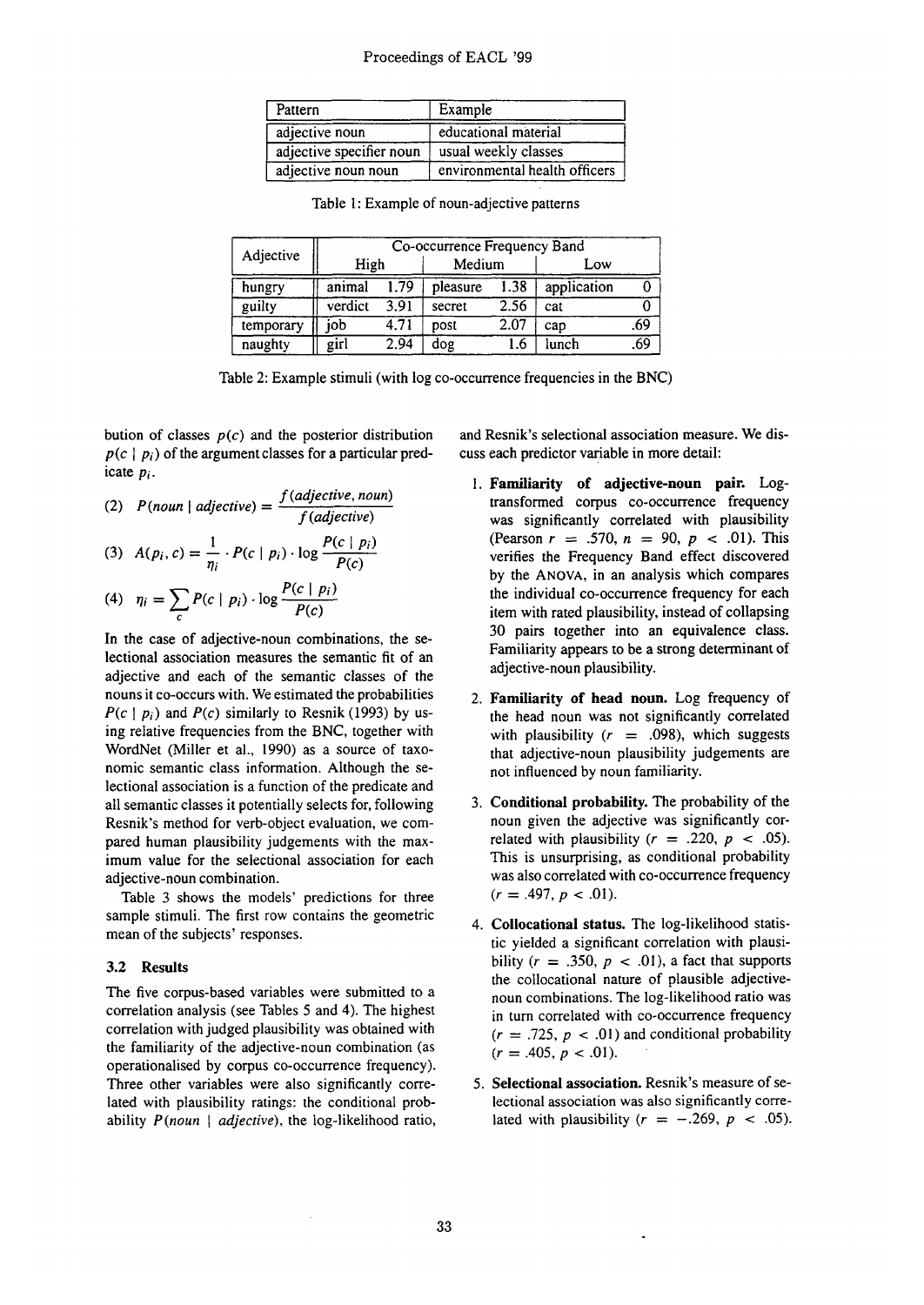| Pattern | Example |
|---|---|
| adjective noun | educational material |
| adjective specifier noun | usual weekly classes |
| adjective noun noun | environmental health officers |

Table 1: Example of noun-adjective patterns

| Adjective | Co-occurrence Frequency Band | | | | | |
|---|---|---|---|---|---|---|
| | High | | Medium | | Low | |
| hungry | animal | 1.79 | pleasure | 1.38 | application | 0 |
| guilty | verdict | 3.91 | secret | 2.56 | cat | 0 |
| temporary | job | 4.71 | post | 2.07 | cap | .69 |
| naughty | girl | 2.94 | dog | 1.6 | lunch | .69 |

Table 2: Example stimuli (with log co-occurrence frequencies in the BNC)

bution of classes $p(c)$ and the posterior distribution $p(c \mid p_i)$ of the argument classes for a particular predicate $p_i$.

$$(2)\quad P(noun \mid adjective) = \frac{f(adjective, noun)}{f(adjective)}$$

$$(3)\quad A(p_i, c) = \frac{1}{\eta_i} \cdot P(c \mid p_i) \cdot \log \frac{P(c \mid p_i)}{P(c)}$$

$$(4)\quad \eta_i = \sum_c P(c \mid p_i) \cdot \log \frac{P(c \mid p_i)}{P(c)}$$

In the case of adjective-noun combinations, the selectional association measures the semantic fit of an adjective and each of the semantic classes of the nouns it co-occurs with. We estimated the probabilities $P(c \mid p_i)$ and $P(c)$ similarly to Resnik (1993) by using relative frequencies from the BNC, together with WordNet (Miller et al., 1990) as a source of taxonomic semantic class information. Although the selectional association is a function of the predicate and all semantic classes it potentially selects for, following Resnik's method for verb-object evaluation, we compared human plausibility judgements with the maximum value for the selectional association for each adjective-noun combination.

Table 3 shows the models' predictions for three sample stimuli. The first row contains the geometric mean of the subjects' responses.

### 3.2 Results

The five corpus-based variables were submitted to a correlation analysis (see Tables 5 and 4). The highest correlation with judged plausibility was obtained with the familiarity of the adjective-noun combination (as operationalised by corpus co-occurrence frequency). Three other variables were also significantly correlated with plausibility ratings: the conditional probability $P(noun \mid adjective)$, the log-likelihood ratio, and Resnik's selectional association measure. We discuss each predictor variable in more detail:

1. **Familiarity of adjective-noun pair.** Log-transformed corpus co-occurrence frequency was significantly correlated with plausibility (Pearson $r = .570$, $n = 90$, $p < .01$). This verifies the Frequency Band effect discovered by the ANOVA, in an analysis which compares the individual co-occurrence frequency for each item with rated plausibility, instead of collapsing 30 pairs together into an equivalence class. Familiarity appears to be a strong determinant of adjective-noun plausibility.

2. **Familiarity of head noun.** Log frequency of the head noun was not significantly correlated with plausibility ($r = .098$), which suggests that adjective-noun plausibility judgements are not influenced by noun familiarity.

3. **Conditional probability.** The probability of the noun given the adjective was significantly correlated with plausibility ($r = .220$, $p < .05$). This is unsurprising, as conditional probability was also correlated with co-occurrence frequency ($r = .497$, $p < .01$).

4. **Collocational status.** The log-likelihood statistic yielded a significant correlation with plausibility ($r = .350$, $p < .01$), a fact that supports the collocational nature of plausible adjective-noun combinations. The log-likelihood ratio was in turn correlated with co-occurrence frequency ($r = .725$, $p < .01$) and conditional probability ($r = .405$, $p < .01$).

5. **Selectional association.** Resnik's measure of selectional association was also significantly correlated with plausibility ($r = -.269$, $p < .05$).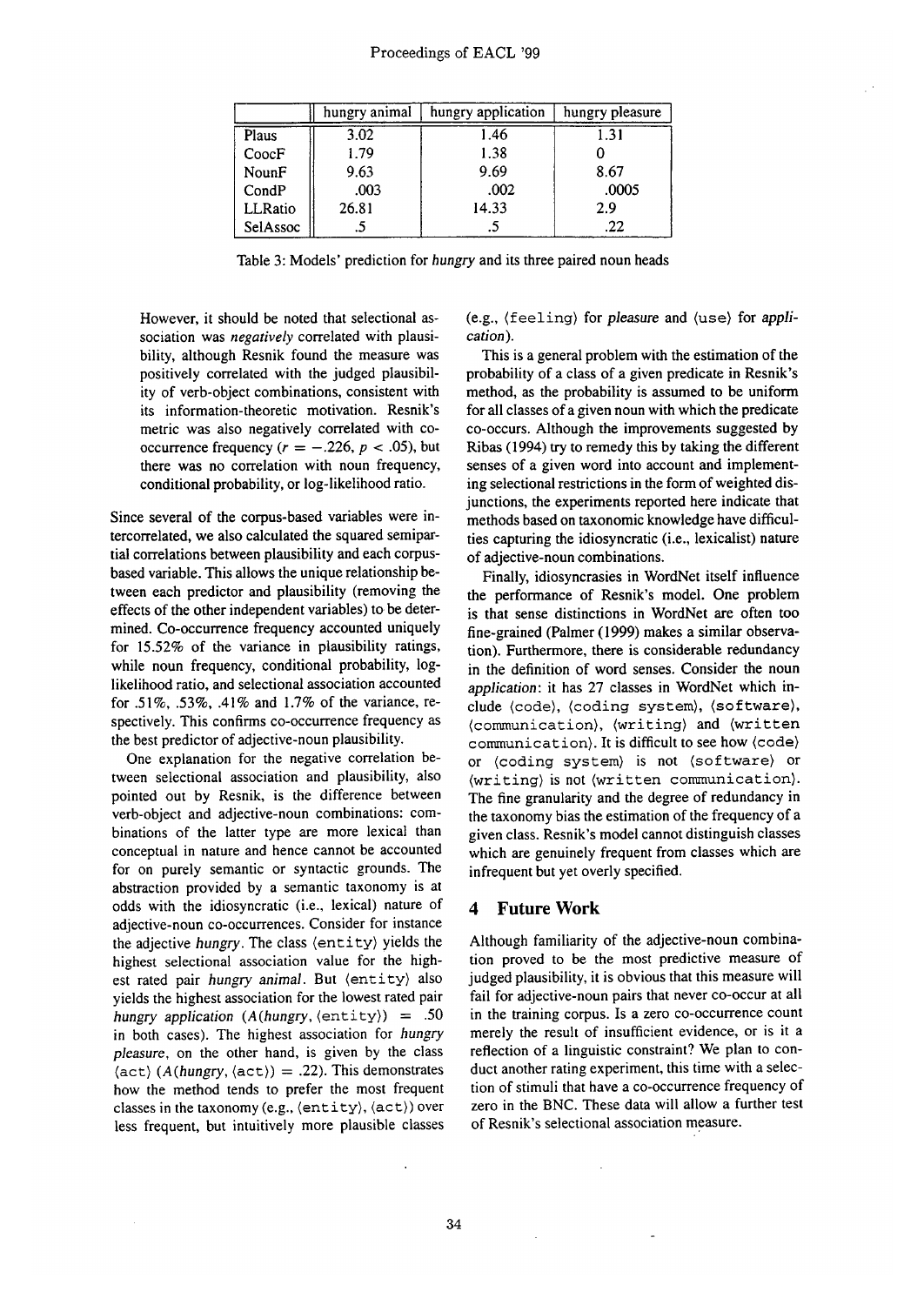|  | hungry animal | hungry application | hungry pleasure |
|---|---|---|---|
| Plaus | 3.02 | 1.46 | 1.31 |
| CoocF | 1.79 | 1.38 | 0 |
| NounF | 9.63 | 9.69 | 8.67 |
| CondP | .003 | .002 | .0005 |
| LLRatio | 26.81 | 14.33 | 2.9 |
| SelAssoc | .5 | .5 | .22 |

Table 3: Models' prediction for *hungry* and its three paired noun heads

However, it should be noted that selectional association was *negatively* correlated with plausibility, although Resnik found the measure was positively correlated with the judged plausibility of verb-object combinations, consistent with its information-theoretic motivation. Resnik's metric was also negatively correlated with co-occurrence frequency ($r = -.226$, $p < .05$), but there was no correlation with noun frequency, conditional probability, or log-likelihood ratio.

Since several of the corpus-based variables were intercorrelated, we also calculated the squared semipartial correlations between plausibility and each corpus-based variable. This allows the unique relationship between each predictor and plausibility (removing the effects of the other independent variables) to be determined. Co-occurrence frequency accounted uniquely for 15.52% of the variance in plausibility ratings, while noun frequency, conditional probability, log-likelihood ratio, and selectional association accounted for .51%, .53%, .41% and 1.7% of the variance, respectively. This confirms co-occurrence frequency as the best predictor of adjective-noun plausibility.

One explanation for the negative correlation between selectional association and plausibility, also pointed out by Resnik, is the difference between verb-object and adjective-noun combinations: combinations of the latter type are more lexical than conceptual in nature and hence cannot be accounted for on purely semantic or syntactic grounds. The abstraction provided by a semantic taxonomy is at odds with the idiosyncratic (i.e., lexical) nature of adjective-noun co-occurrences. Consider for instance the adjective *hungry*. The class ⟨entity⟩ yields the highest selectional association value for the highest rated pair *hungry animal*. But ⟨entity⟩ also yields the highest association for the lowest rated pair *hungry application* ($A(hungry, \langle entity \rangle) = .50$ in both cases). The highest association for *hungry pleasure*, on the other hand, is given by the class ⟨act⟩ ($A(hungry, \langle act \rangle) = .22$). This demonstrates how the method tends to prefer the most frequent classes in the taxonomy (e.g., ⟨entity⟩, ⟨act⟩) over less frequent, but intuitively more plausible classes (e.g., ⟨feeling⟩ for *pleasure* and ⟨use⟩ for *application*).

This is a general problem with the estimation of the probability of a class of a given predicate in Resnik's method, as the probability is assumed to be uniform for all classes of a given noun with which the predicate co-occurs. Although the improvements suggested by Ribas (1994) try to remedy this by taking the different senses of a given word into account and implementing selectional restrictions in the form of weighted disjunctions, the experiments reported here indicate that methods based on taxonomic knowledge have difficulties capturing the idiosyncratic (i.e., lexicalist) nature of adjective-noun combinations.

Finally, idiosyncrasies in WordNet itself influence the performance of Resnik's model. One problem is that sense distinctions in WordNet are often too fine-grained (Palmer (1999) makes a similar observation). Furthermore, there is considerable redundancy in the definition of word senses. Consider the noun *application*: it has 27 classes in WordNet which include ⟨code⟩, ⟨coding system⟩, ⟨software⟩, ⟨communication⟩, ⟨writing⟩ and ⟨written communication⟩. It is difficult to see how ⟨code⟩ or ⟨coding system⟩ is not ⟨software⟩ or ⟨writing⟩ is not ⟨written communication⟩. The fine granularity and the degree of redundancy in the taxonomy bias the estimation of the frequency of a given class. Resnik's model cannot distinguish classes which are genuinely frequent from classes which are infrequent but yet overly specified.

## 4 Future Work

Although familiarity of the adjective-noun combination proved to be the most predictive measure of judged plausibility, it is obvious that this measure will fail for adjective-noun pairs that never co-occur at all in the training corpus. Is a zero co-occurrence count merely the result of insufficient evidence, or is it a reflection of a linguistic constraint? We plan to conduct another rating experiment, this time with a selection of stimuli that have a co-occurrence frequency of zero in the BNC. These data will allow a further test of Resnik's selectional association measure.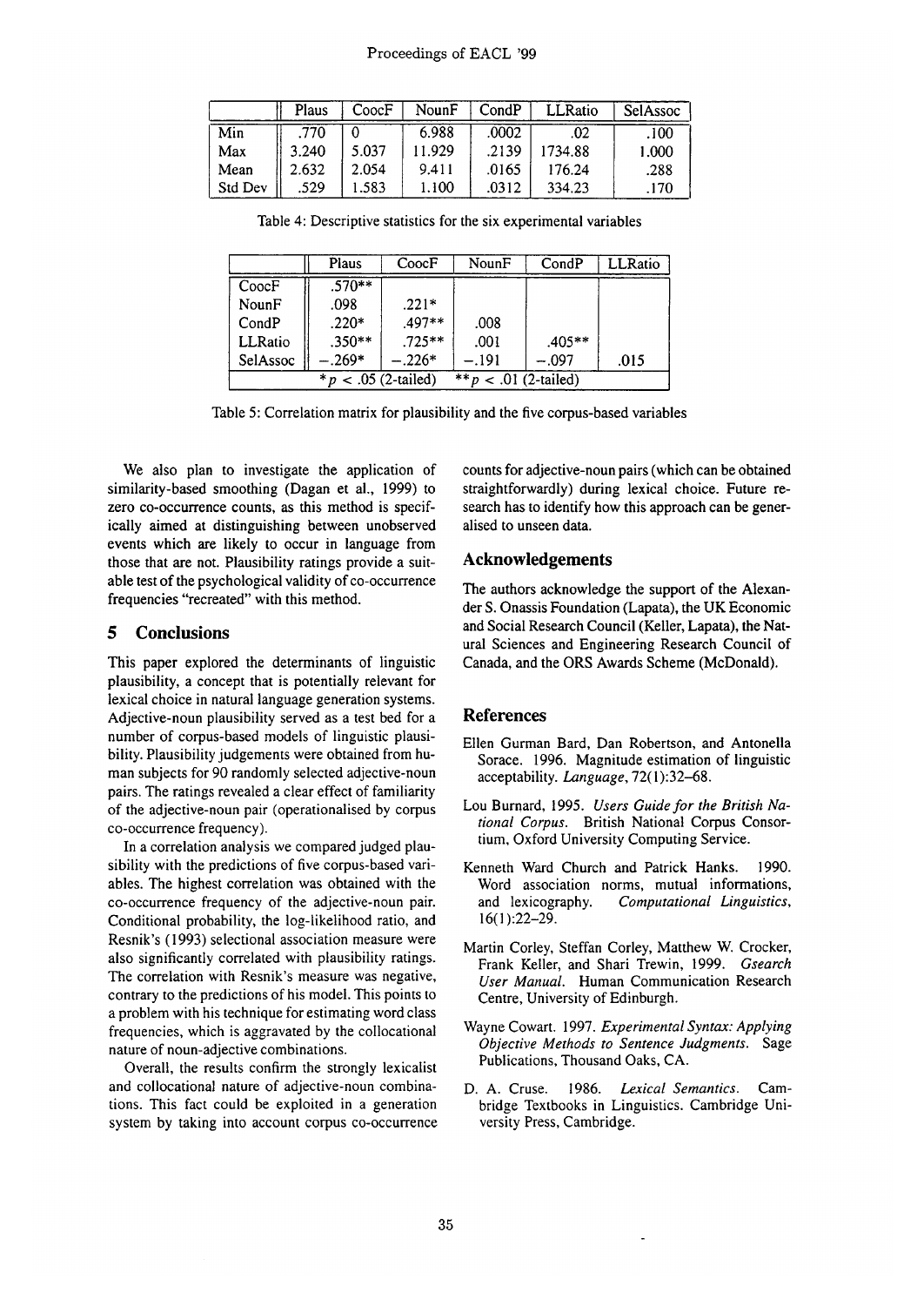| | Plaus | CoocF | NounF | CondP | LLRatio | SelAssoc |
|---|---|---|---|---|---|---|
| Min | .770 | 0 | 6.988 | .0002 | .02 | .100 |
| Max | 3.240 | 5.037 | 11.929 | .2139 | 1734.88 | 1.000 |
| Mean | 2.632 | 2.054 | 9.411 | .0165 | 176.24 | .288 |
| Std Dev | .529 | 1.583 | 1.100 | .0312 | 334.23 | .170 |

Table 4: Descriptive statistics for the six experimental variables

| | Plaus | CoocF | NounF | CondP | LLRatio |
|---|---|---|---|---|---|
| CoocF | .570** | | | | |
| NounF | .098 | .221* | | | |
| CondP | .220* | .497** | .008 | | |
| LLRatio | .350** | .725** | .001 | .405** | |
| SelAssoc | −.269* | −.226* | −.191 | −.097 | .015 |
| | $*p < .05$ (2-tailed) | | $**p < .01$ (2-tailed) | | |

Table 5: Correlation matrix for plausibility and the five corpus-based variables

We also plan to investigate the application of similarity-based smoothing (Dagan et al., 1999) to zero co-occurrence counts, as this method is specifically aimed at distinguishing between unobserved events which are likely to occur in language from those that are not. Plausibility ratings provide a suitable test of the psychological validity of co-occurrence frequencies "recreated" with this method.

## 5 Conclusions

This paper explored the determinants of linguistic plausibility, a concept that is potentially relevant for lexical choice in natural language generation systems. Adjective-noun plausibility served as a test bed for a number of corpus-based models of linguistic plausibility. Plausibility judgements were obtained from human subjects for 90 randomly selected adjective-noun pairs. The ratings revealed a clear effect of familiarity of the adjective-noun pair (operationalised by corpus co-occurrence frequency).

In a correlation analysis we compared judged plausibility with the predictions of five corpus-based variables. The highest correlation was obtained with the co-occurrence frequency of the adjective-noun pair. Conditional probability, the log-likelihood ratio, and Resnik's (1993) selectional association measure were also significantly correlated with plausibility ratings. The correlation with Resnik's measure was negative, contrary to the predictions of his model. This points to a problem with his technique for estimating word class frequencies, which is aggravated by the collocational nature of noun-adjective combinations.

Overall, the results confirm the strongly lexicalist and collocational nature of adjective-noun combinations. This fact could be exploited in a generation system by taking into account corpus co-occurrence counts for adjective-noun pairs (which can be obtained straightforwardly) during lexical choice. Future research has to identify how this approach can be generalised to unseen data.

## Acknowledgements

The authors acknowledge the support of the Alexander S. Onassis Foundation (Lapata), the UK Economic and Social Research Council (Keller, Lapata), the Natural Sciences and Engineering Research Council of Canada, and the ORS Awards Scheme (McDonald).

## References

Ellen Gurman Bard, Dan Robertson, and Antonella Sorace. 1996. Magnitude estimation of linguistic acceptability. *Language*, 72(1):32–68.

Lou Burnard, 1995. *Users Guide for the British National Corpus*. British National Corpus Consortium, Oxford University Computing Service.

Kenneth Ward Church and Patrick Hanks. 1990. Word association norms, mutual informations, and lexicography. *Computational Linguistics*, 16(1):22–29.

Martin Corley, Steffan Corley, Matthew W. Crocker, Frank Keller, and Shari Trewin, 1999. *Gsearch User Manual*. Human Communication Research Centre, University of Edinburgh.

Wayne Cowart. 1997. *Experimental Syntax: Applying Objective Methods to Sentence Judgments*. Sage Publications, Thousand Oaks, CA.

D. A. Cruse. 1986. *Lexical Semantics*. Cambridge Textbooks in Linguistics. Cambridge University Press, Cambridge.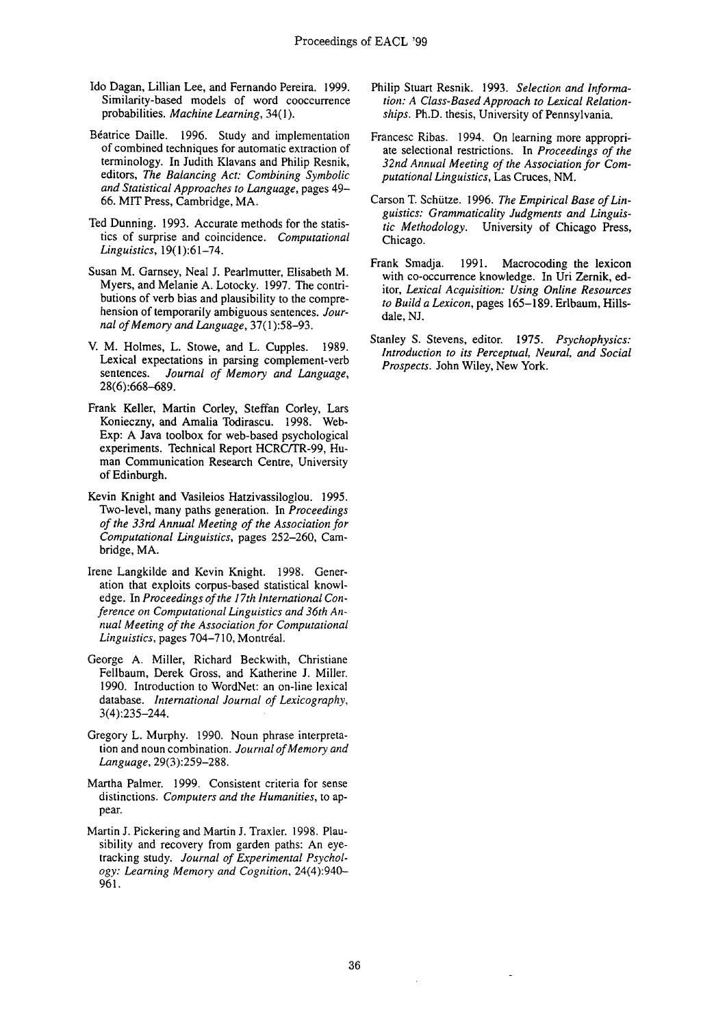Ido Dagan, Lillian Lee, and Fernando Pereira. 1999. Similarity-based models of word cooccurrence probabilities. *Machine Learning*, 34(1).

Béatrice Daille. 1996. Study and implementation of combined techniques for automatic extraction of terminology. In Judith Klavans and Philip Resnik, editors, *The Balancing Act: Combining Symbolic and Statistical Approaches to Language*, pages 49–66. MIT Press, Cambridge, MA.

Ted Dunning. 1993. Accurate methods for the statistics of surprise and coincidence. *Computational Linguistics*, 19(1):61–74.

Susan M. Garnsey, Neal J. Pearlmutter, Elisabeth M. Myers, and Melanie A. Lotocky. 1997. The contributions of verb bias and plausibility to the comprehension of temporarily ambiguous sentences. *Journal of Memory and Language*, 37(1):58–93.

V. M. Holmes, L. Stowe, and L. Cupples. 1989. Lexical expectations in parsing complement-verb sentences. *Journal of Memory and Language*, 28(6):668–689.

Frank Keller, Martin Corley, Steffan Corley, Lars Konieczny, and Amalia Todirascu. 1998. WebExp: A Java toolbox for web-based psychological experiments. Technical Report HCRC/TR-99, Human Communication Research Centre, University of Edinburgh.

Kevin Knight and Vasileios Hatzivassiloglou. 1995. Two-level, many paths generation. In *Proceedings of the 33rd Annual Meeting of the Association for Computational Linguistics*, pages 252–260, Cambridge, MA.

Irene Langkilde and Kevin Knight. 1998. Generation that exploits corpus-based statistical knowledge. In *Proceedings of the 17th International Conference on Computational Linguistics and 36th Annual Meeting of the Association for Computational Linguistics*, pages 704–710, Montréal.

George A. Miller, Richard Beckwith, Christiane Fellbaum, Derek Gross, and Katherine J. Miller. 1990. Introduction to WordNet: an on-line lexical database. *International Journal of Lexicography*, 3(4):235–244.

Gregory L. Murphy. 1990. Noun phrase interpretation and noun combination. *Journal of Memory and Language*, 29(3):259–288.

Martha Palmer. 1999. Consistent criteria for sense distinctions. *Computers and the Humanities*, to appear.

Martin J. Pickering and Martin J. Traxler. 1998. Plausibility and recovery from garden paths: An eye-tracking study. *Journal of Experimental Psychology: Learning Memory and Cognition*, 24(4):940–961.

Philip Stuart Resnik. 1993. *Selection and Information: A Class-Based Approach to Lexical Relationships*. Ph.D. thesis, University of Pennsylvania.

Francesc Ribas. 1994. On learning more appropriate selectional restrictions. In *Proceedings of the 32nd Annual Meeting of the Association for Computational Linguistics*, Las Cruces, NM.

Carson T. Schütze. 1996. *The Empirical Base of Linguistics: Grammaticality Judgments and Linguistic Methodology*. University of Chicago Press, Chicago.

Frank Smadja. 1991. Macrocoding the lexicon with co-occurrence knowledge. In Uri Zernik, editor, *Lexical Acquisition: Using Online Resources to Build a Lexicon*, pages 165–189. Erlbaum, Hillsdale, NJ.

Stanley S. Stevens, editor. 1975. *Psychophysics: Introduction to its Perceptual, Neural, and Social Prospects*. John Wiley, New York.